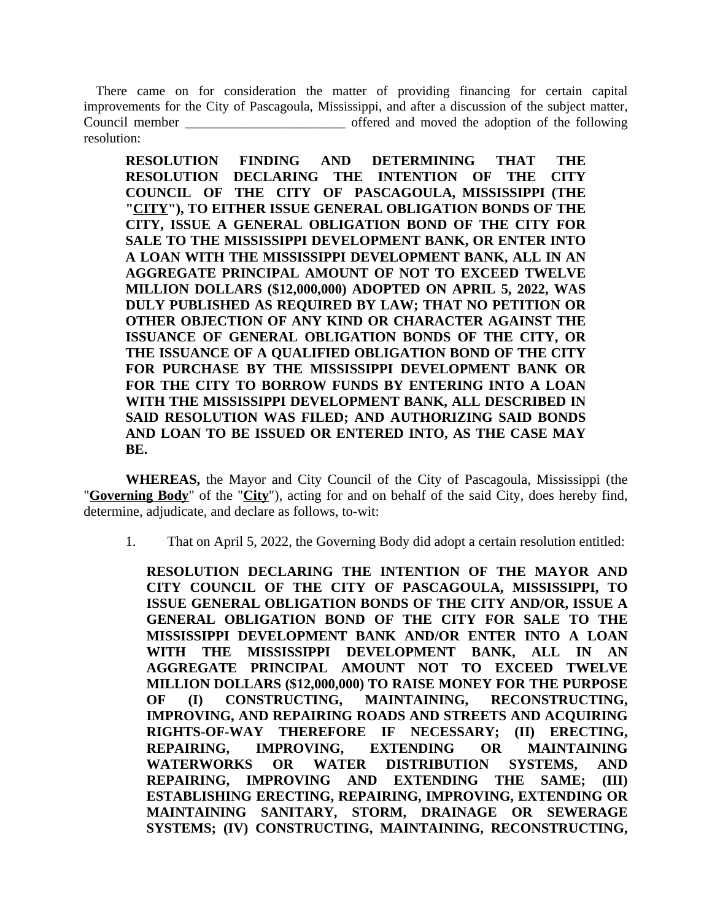There came on for consideration the matter of providing financing for certain capital improvements for the City of Pascagoula, Mississippi, and after a discussion of the subject matter, Council member ________________________ offered and moved the adoption of the following resolution:

> **RESOLUTION FINDING AND DETERMINING THAT THE RESOLUTION DECLARING THE INTENTION OF THE CITY COUNCIL OF THE CITY OF PASCAGOULA, MISSISSIPPI (THE "<u>CITY</u>"), TO EITHER ISSUE GENERAL OBLIGATION BONDS OF THE CITY, ISSUE A GENERAL OBLIGATION BOND OF THE CITY FOR SALE TO THE MISSISSIPPI DEVELOPMENT BANK, OR ENTER INTO A LOAN WITH THE MISSISSIPPI DEVELOPMENT BANK, ALL IN AN AGGREGATE PRINCIPAL AMOUNT OF NOT TO EXCEED TWELVE MILLION DOLLARS ($12,000,000) ADOPTED ON APRIL 5, 2022, WAS DULY PUBLISHED AS REQUIRED BY LAW; THAT NO PETITION OR OTHER OBJECTION OF ANY KIND OR CHARACTER AGAINST THE ISSUANCE OF GENERAL OBLIGATION BONDS OF THE CITY, OR THE ISSUANCE OF A QUALIFIED OBLIGATION BOND OF THE CITY FOR PURCHASE BY THE MISSISSIPPI DEVELOPMENT BANK OR FOR THE CITY TO BORROW FUNDS BY ENTERING INTO A LOAN WITH THE MISSISSIPPI DEVELOPMENT BANK, ALL DESCRIBED IN SAID RESOLUTION WAS FILED; AND AUTHORIZING SAID BONDS AND LOAN TO BE ISSUED OR ENTERED INTO, AS THE CASE MAY BE.**

**WHEREAS,** the Mayor and City Council of the City of Pascagoula, Mississippi (the "**<u>Governing Body</u>**" of the "**<u>City</u>**"), acting for and on behalf of the said City, does hereby find, determine, adjudicate, and declare as follows, to-wit:

1. That on April 5, 2022, the Governing Body did adopt a certain resolution entitled:

> **RESOLUTION DECLARING THE INTENTION OF THE MAYOR AND CITY COUNCIL OF THE CITY OF PASCAGOULA, MISSISSIPPI, TO ISSUE GENERAL OBLIGATION BONDS OF THE CITY AND/OR, ISSUE A GENERAL OBLIGATION BOND OF THE CITY FOR SALE TO THE MISSISSIPPI DEVELOPMENT BANK AND/OR ENTER INTO A LOAN WITH THE MISSISSIPPI DEVELOPMENT BANK, ALL IN AN AGGREGATE PRINCIPAL AMOUNT NOT TO EXCEED TWELVE MILLION DOLLARS ($12,000,000) TO RAISE MONEY FOR THE PURPOSE OF (I) CONSTRUCTING, MAINTAINING, RECONSTRUCTING, IMPROVING, AND REPAIRING ROADS AND STREETS AND ACQUIRING RIGHTS-OF-WAY THEREFORE IF NECESSARY; (II) ERECTING, REPAIRING, IMPROVING, EXTENDING OR MAINTAINING WATERWORKS OR WATER DISTRIBUTION SYSTEMS, AND REPAIRING, IMPROVING AND EXTENDING THE SAME; (III) ESTABLISHING ERECTING, REPAIRING, IMPROVING, EXTENDING OR MAINTAINING SANITARY, STORM, DRAINAGE OR SEWERAGE SYSTEMS; (IV) CONSTRUCTING, MAINTAINING, RECONSTRUCTING,**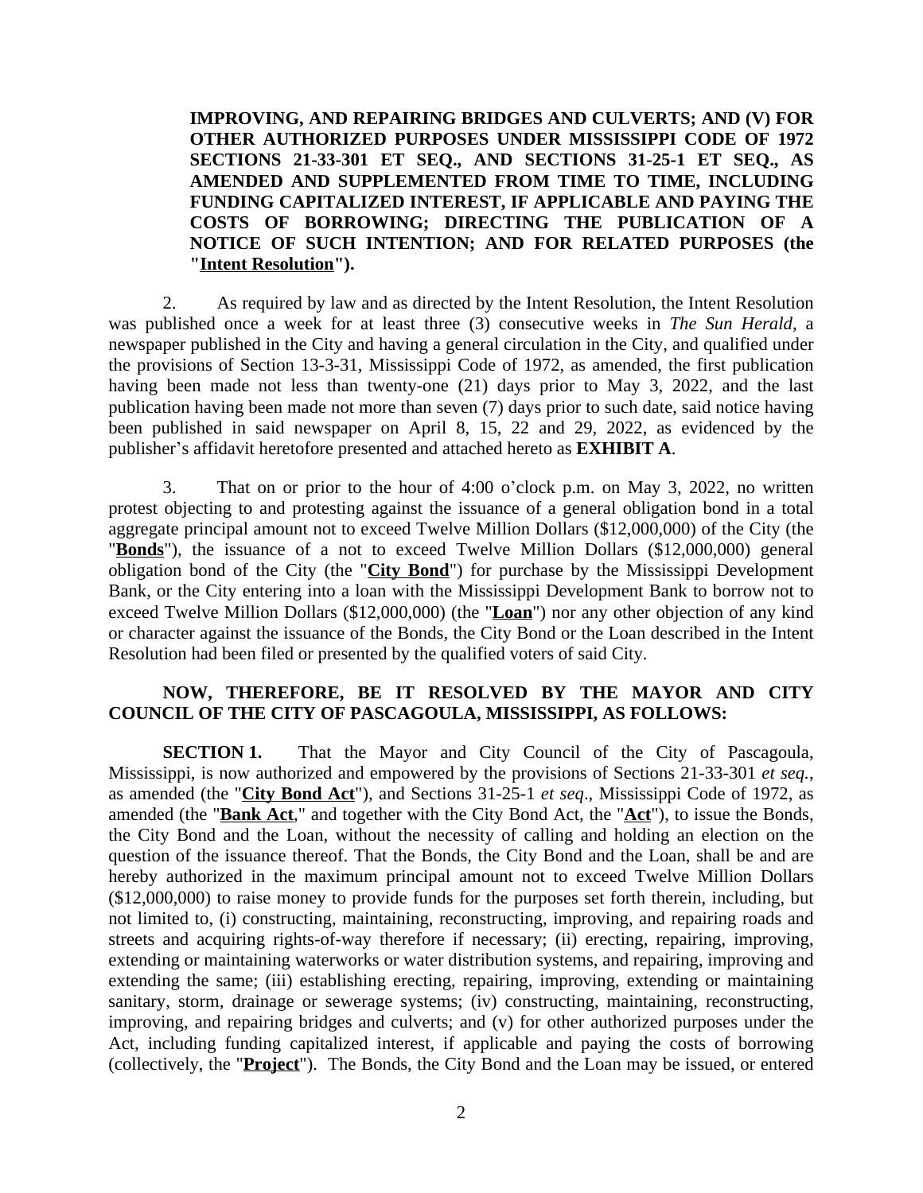**IMPROVING, AND REPAIRING BRIDGES AND CULVERTS; AND (V) FOR OTHER AUTHORIZED PURPOSES UNDER MISSISSIPPI CODE OF 1972 SECTIONS 21-33-301 ET SEQ., AND SECTIONS 31-25-1 ET SEQ., AS AMENDED AND SUPPLEMENTED FROM TIME TO TIME, INCLUDING FUNDING CAPITALIZED INTEREST, IF APPLICABLE AND PAYING THE COSTS OF BORROWING; DIRECTING THE PUBLICATION OF A NOTICE OF SUCH INTENTION; AND FOR RELATED PURPOSES (the "<u>Intent Resolution</u>").**

2. As required by law and as directed by the Intent Resolution, the Intent Resolution was published once a week for at least three (3) consecutive weeks in *The Sun Herald*, a newspaper published in the City and having a general circulation in the City, and qualified under the provisions of Section 13-3-31, Mississippi Code of 1972, as amended, the first publication having been made not less than twenty-one (21) days prior to May 3, 2022, and the last publication having been made not more than seven (7) days prior to such date, said notice having been published in said newspaper on April 8, 15, 22 and 29, 2022, as evidenced by the publisher's affidavit heretofore presented and attached hereto as **EXHIBIT A**.

3. That on or prior to the hour of 4:00 o'clock p.m. on May 3, 2022, no written protest objecting to and protesting against the issuance of a general obligation bond in a total aggregate principal amount not to exceed Twelve Million Dollars ($12,000,000) of the City (the "**<u>Bonds</u>**"), the issuance of a not to exceed Twelve Million Dollars ($12,000,000) general obligation bond of the City (the "**<u>City Bond</u>**") for purchase by the Mississippi Development Bank, or the City entering into a loan with the Mississippi Development Bank to borrow not to exceed Twelve Million Dollars ($12,000,000) (the "**<u>Loan</u>**") nor any other objection of any kind or character against the issuance of the Bonds, the City Bond or the Loan described in the Intent Resolution had been filed or presented by the qualified voters of said City.

**NOW, THEREFORE, BE IT RESOLVED BY THE MAYOR AND CITY COUNCIL OF THE CITY OF PASCAGOULA, MISSISSIPPI, AS FOLLOWS:**

**SECTION 1.** That the Mayor and City Council of the City of Pascagoula, Mississippi, is now authorized and empowered by the provisions of Sections 21-33-301 *et seq.*, as amended (the "**<u>City Bond Act</u>**"), and Sections 31-25-1 *et seq*., Mississippi Code of 1972, as amended (the "**<u>Bank Act</u>**," and together with the City Bond Act, the "**<u>Act</u>**"), to issue the Bonds, the City Bond and the Loan, without the necessity of calling and holding an election on the question of the issuance thereof. That the Bonds, the City Bond and the Loan, shall be and are hereby authorized in the maximum principal amount not to exceed Twelve Million Dollars ($12,000,000) to raise money to provide funds for the purposes set forth therein, including, but not limited to, (i) constructing, maintaining, reconstructing, improving, and repairing roads and streets and acquiring rights-of-way therefore if necessary; (ii) erecting, repairing, improving, extending or maintaining waterworks or water distribution systems, and repairing, improving and extending the same; (iii) establishing erecting, repairing, improving, extending or maintaining sanitary, storm, drainage or sewerage systems; (iv) constructing, maintaining, reconstructing, improving, and repairing bridges and culverts; and (v) for other authorized purposes under the Act, including funding capitalized interest, if applicable and paying the costs of borrowing (collectively, the "**<u>Project</u>**"). The Bonds, the City Bond and the Loan may be issued, or entered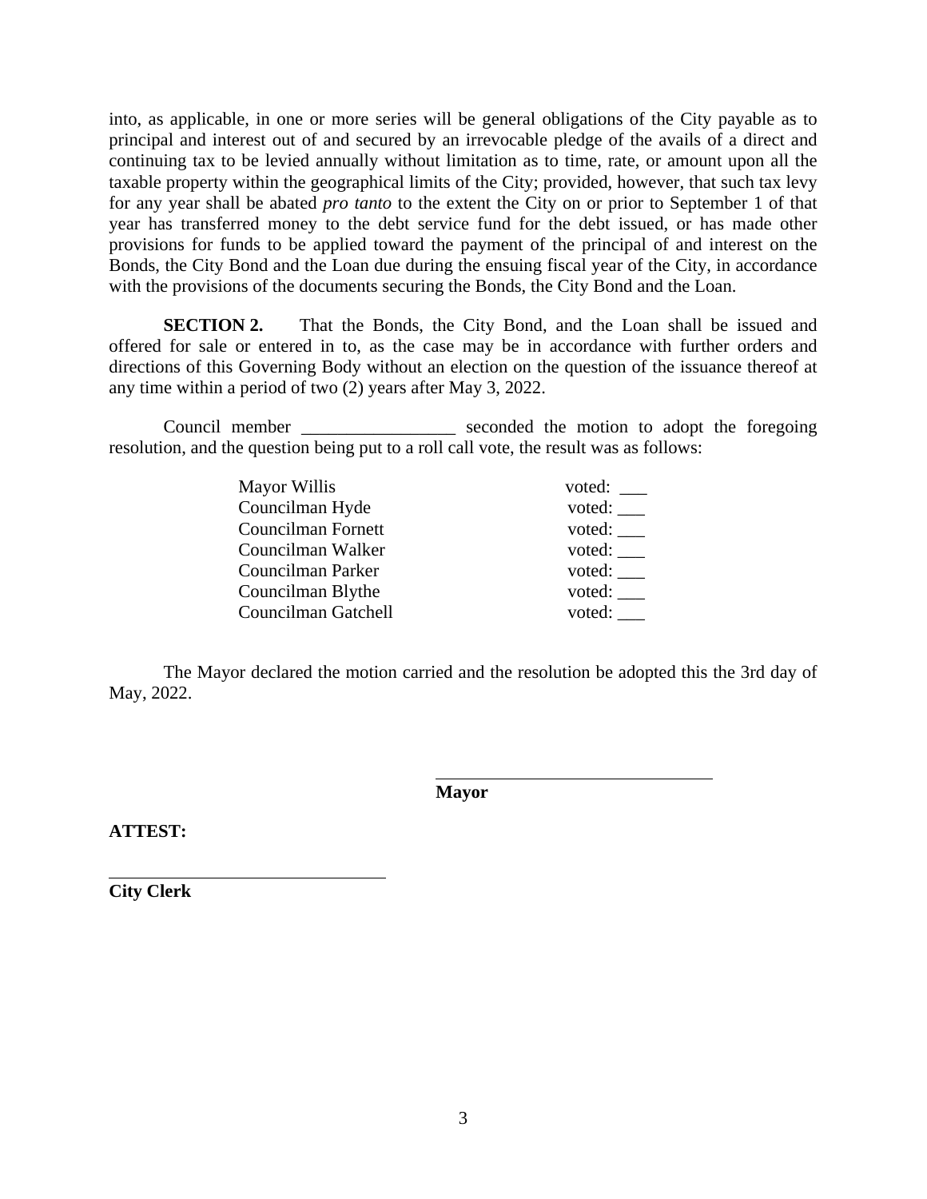into, as applicable, in one or more series will be general obligations of the City payable as to principal and interest out of and secured by an irrevocable pledge of the avails of a direct and continuing tax to be levied annually without limitation as to time, rate, or amount upon all the taxable property within the geographical limits of the City; provided, however, that such tax levy for any year shall be abated *pro tanto* to the extent the City on or prior to September 1 of that year has transferred money to the debt service fund for the debt issued, or has made other provisions for funds to be applied toward the payment of the principal of and interest on the Bonds, the City Bond and the Loan due during the ensuing fiscal year of the City, in accordance with the provisions of the documents securing the Bonds, the City Bond and the Loan.

**SECTION 2.** That the Bonds, the City Bond, and the Loan shall be issued and offered for sale or entered in to, as the case may be in accordance with further orders and directions of this Governing Body without an election on the question of the issuance thereof at any time within a period of two (2) years after May 3, 2022.

Council member _________________ seconded the motion to adopt the foregoing resolution, and the question being put to a roll call vote, the result was as follows:

| | |
|---|---|
| Mayor Willis | voted: ___ |
| Councilman Hyde | voted: ___ |
| Councilman Fornett | voted: ___ |
| Councilman Walker | voted: ___ |
| Councilman Parker | voted: ___ |
| Councilman Blythe | voted: ___ |
| Councilman Gatchell | voted: ___ |

The Mayor declared the motion carried and the resolution be adopted this the 3rd day of May, 2022.

________________________________
**Mayor**

**ATTEST:**

________________________________
**City Clerk**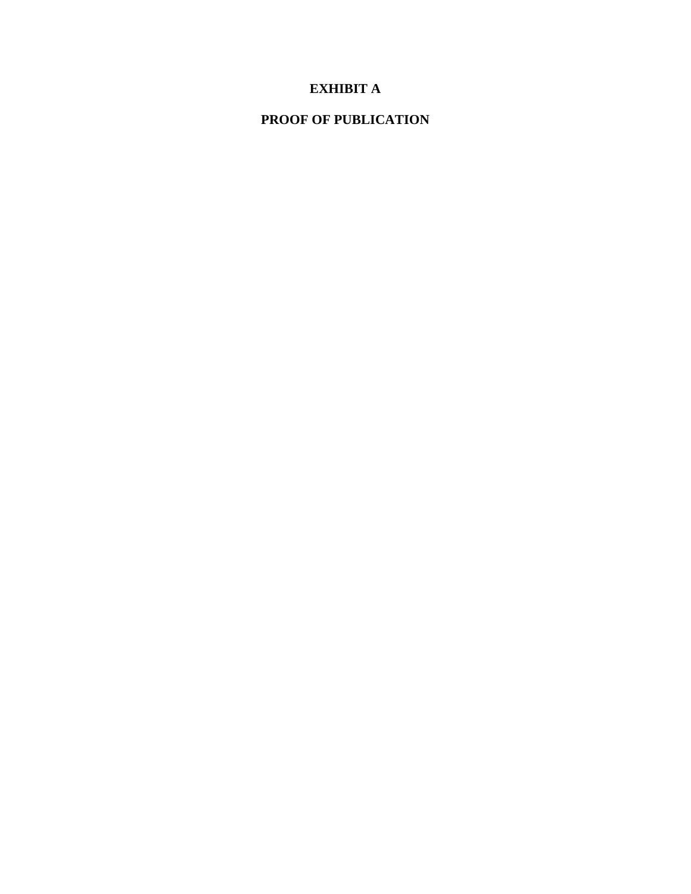# EXHIBIT A

# PROOF OF PUBLICATION